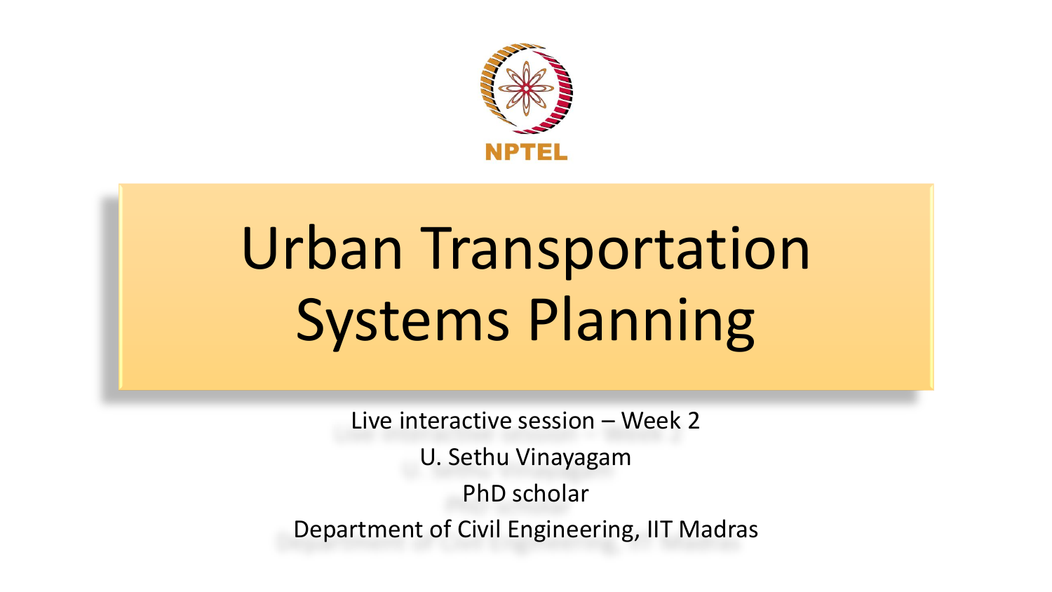NPTEL

# Urban Transportation Systems Planning

Live interactive session – Week 2

U. Sethu Vinayagam

PhD scholar

Department of Civil Engineering, IIT Madras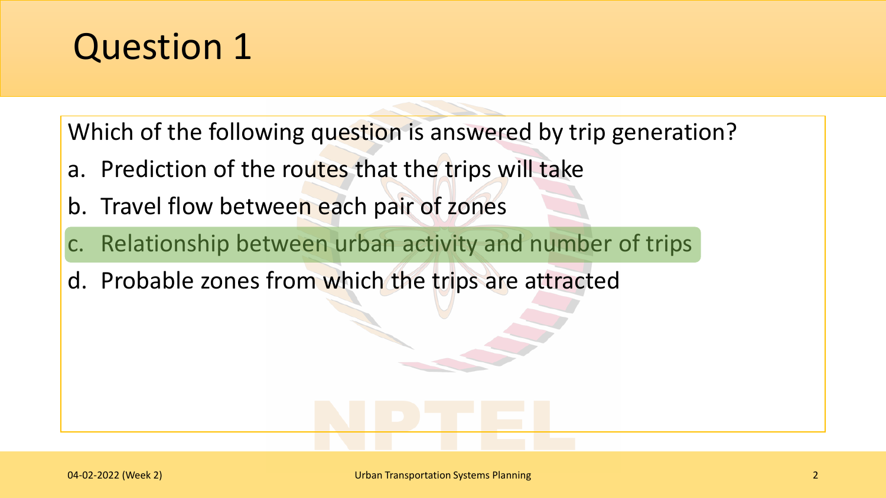# Question 1

Which of the following question is answered by trip generation?

a. Prediction of the routes that the trips will take
b. Travel flow between each pair of zones
c. Relationship between urban activity and number of trips
d. Probable zones from which the trips are attracted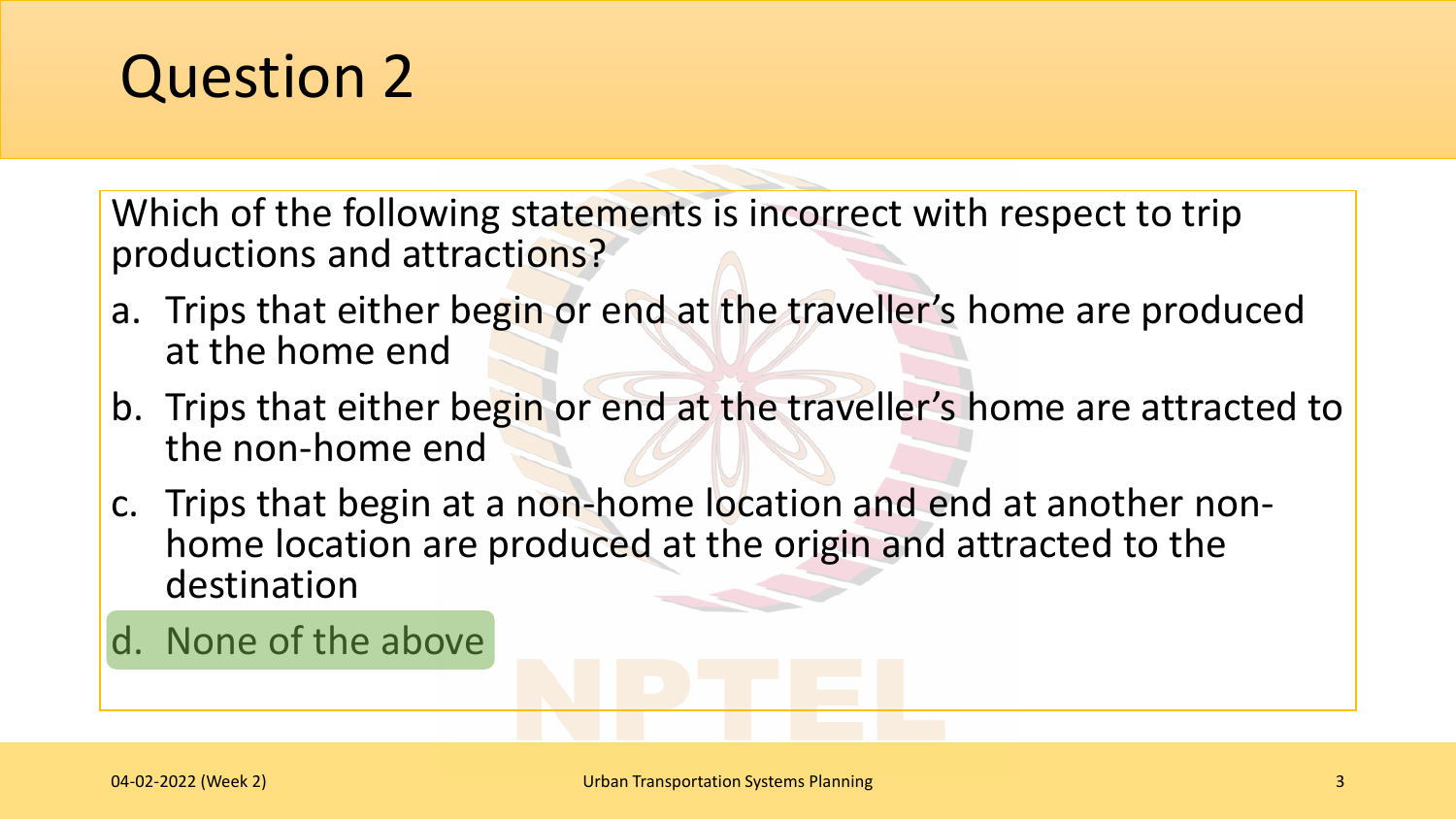# Question 2

Which of the following statements is incorrect with respect to trip productions and attractions?

a. Trips that either begin or end at the traveller's home are produced at the home end

b. Trips that either begin or end at the traveller's home are attracted to the non-home end

c. Trips that begin at a non-home location and end at another non-home location are produced at the origin and attracted to the destination

d. None of the above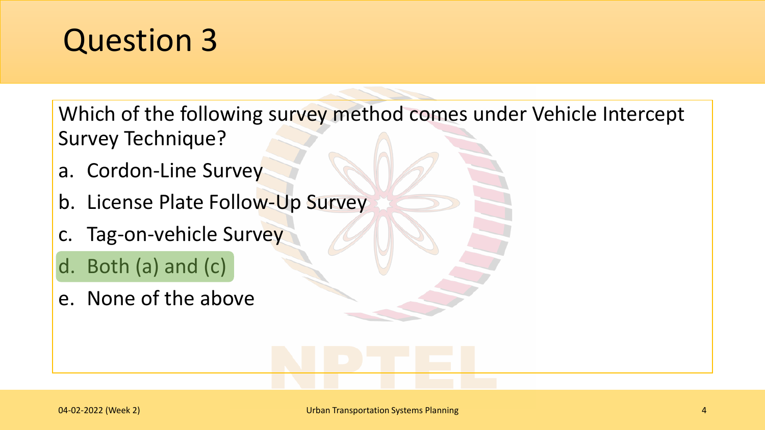# Question 3

Which of the following survey method comes under Vehicle Intercept Survey Technique?

a. Cordon-Line Survey
b. License Plate Follow-Up Survey
c. Tag-on-vehicle Survey
d. Both (a) and (c)
e. None of the above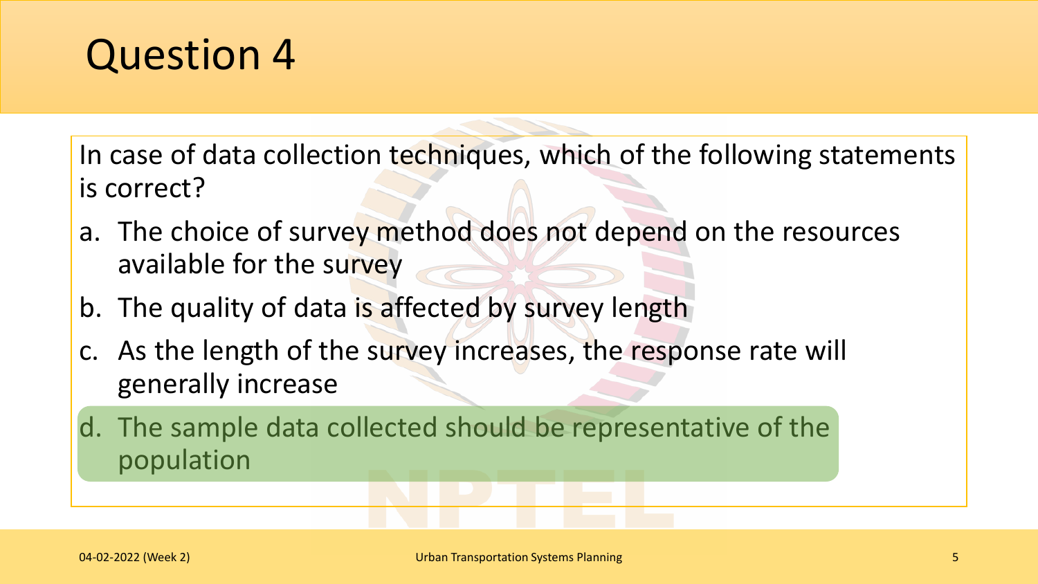# Question 4

In case of data collection techniques, which of the following statements is correct?

a. The choice of survey method does not depend on the resources available for the survey

b. The quality of data is affected by survey length

c. As the length of the survey increases, the response rate will generally increase

d. The sample data collected should be representative of the population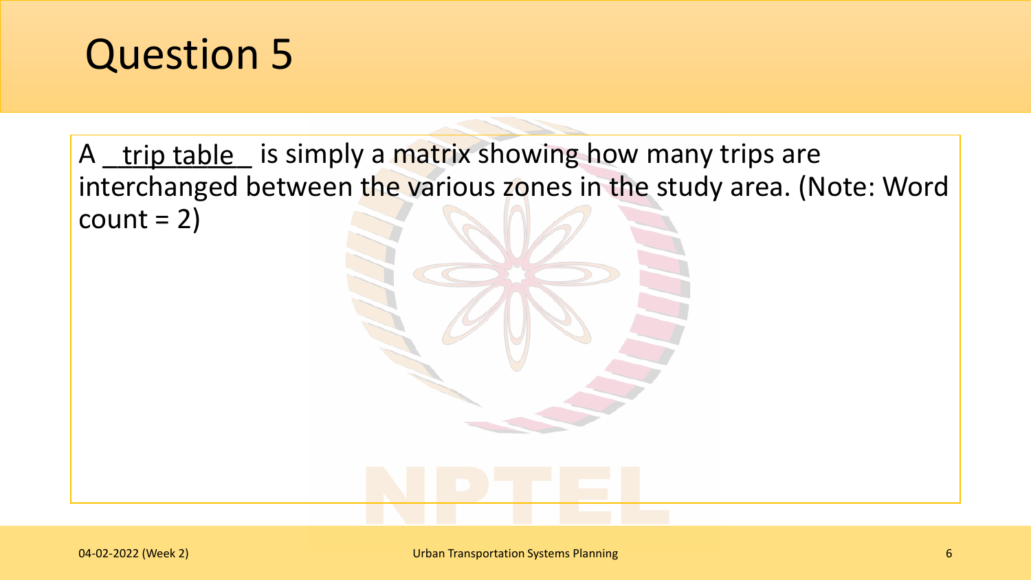# Question 5

A __trip table__ is simply a matrix showing how many trips are interchanged between the various zones in the study area. (Note: Word count = 2)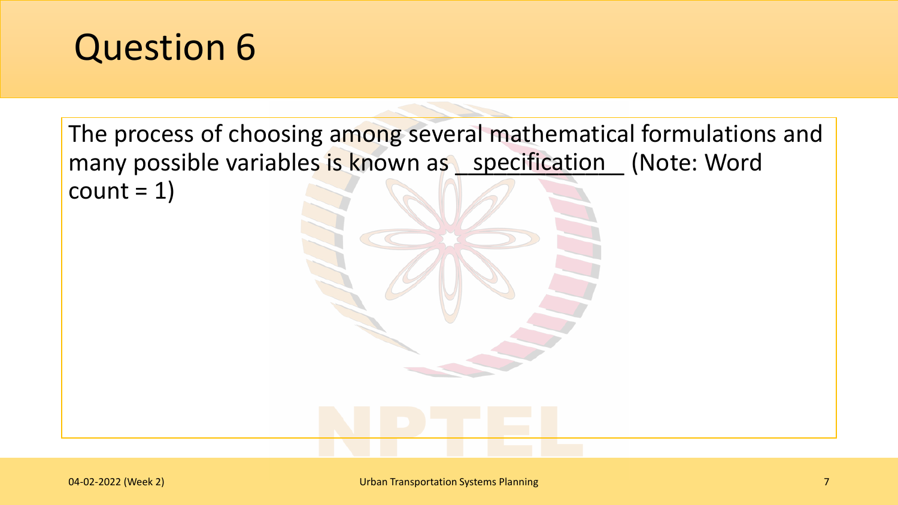# Question 6

The process of choosing among several mathematical formulations and many possible variables is known as __specification__ (Note: Word count = 1)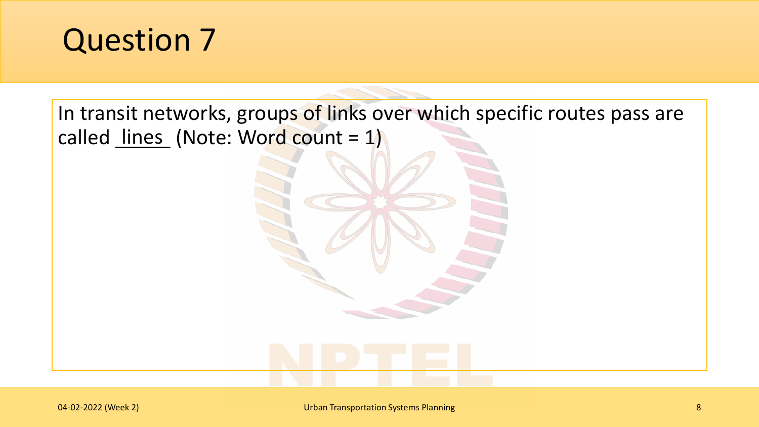# Question 7

In transit networks, groups of links over which specific routes pass are called _lines_ (Note: Word count = 1)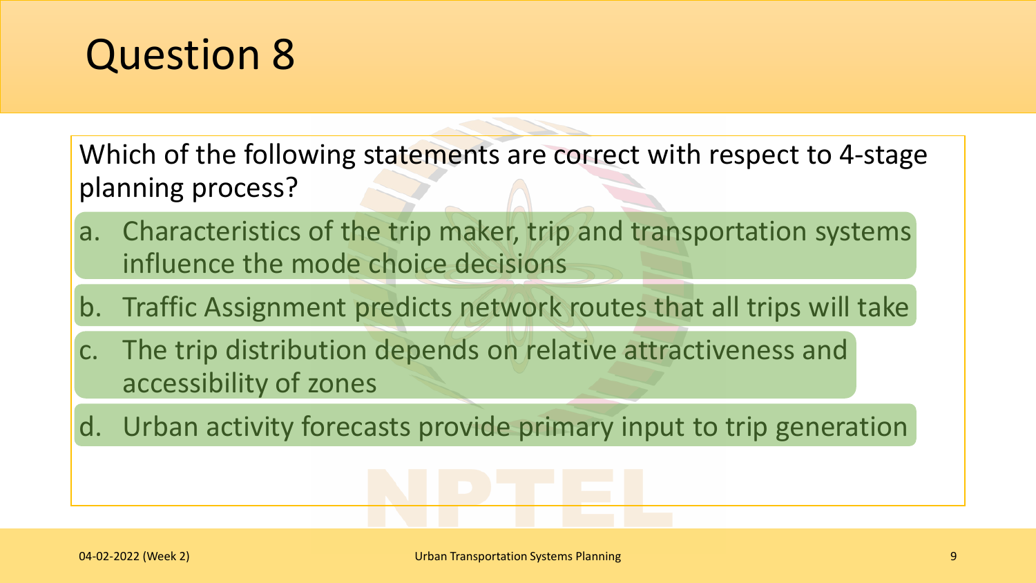# Question 8

Which of the following statements are correct with respect to 4-stage planning process?

a. Characteristics of the trip maker, trip and transportation systems influence the mode choice decisions

b. Traffic Assignment predicts network routes that all trips will take

c. The trip distribution depends on relative attractiveness and accessibility of zones

d. Urban activity forecasts provide primary input to trip generation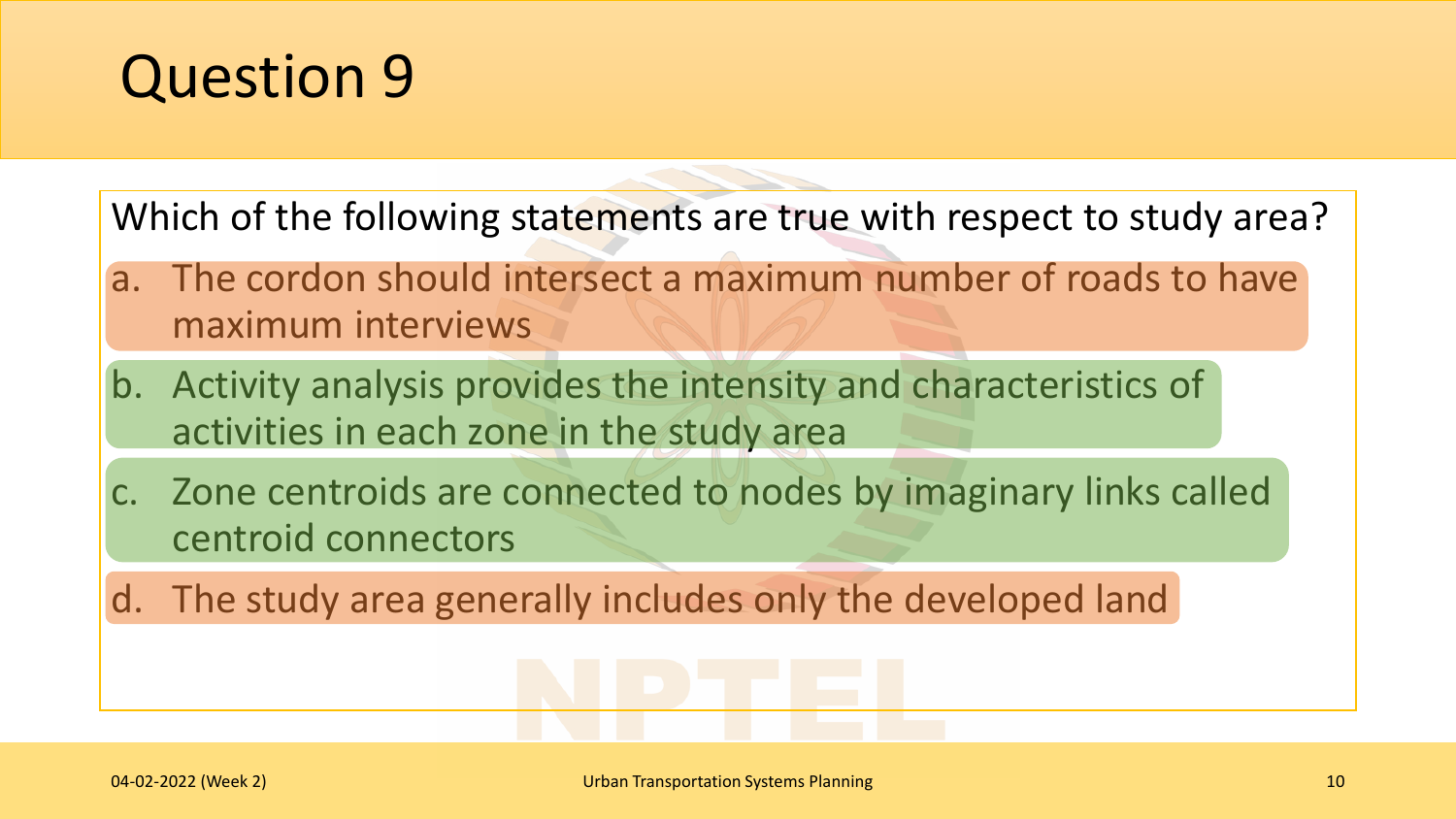# Question 9

Which of the following statements are true with respect to study area?

a. The cordon should intersect a maximum number of roads to have maximum interviews

b. Activity analysis provides the intensity and characteristics of activities in each zone in the study area

c. Zone centroids are connected to nodes by imaginary links called centroid connectors

d. The study area generally includes only the developed land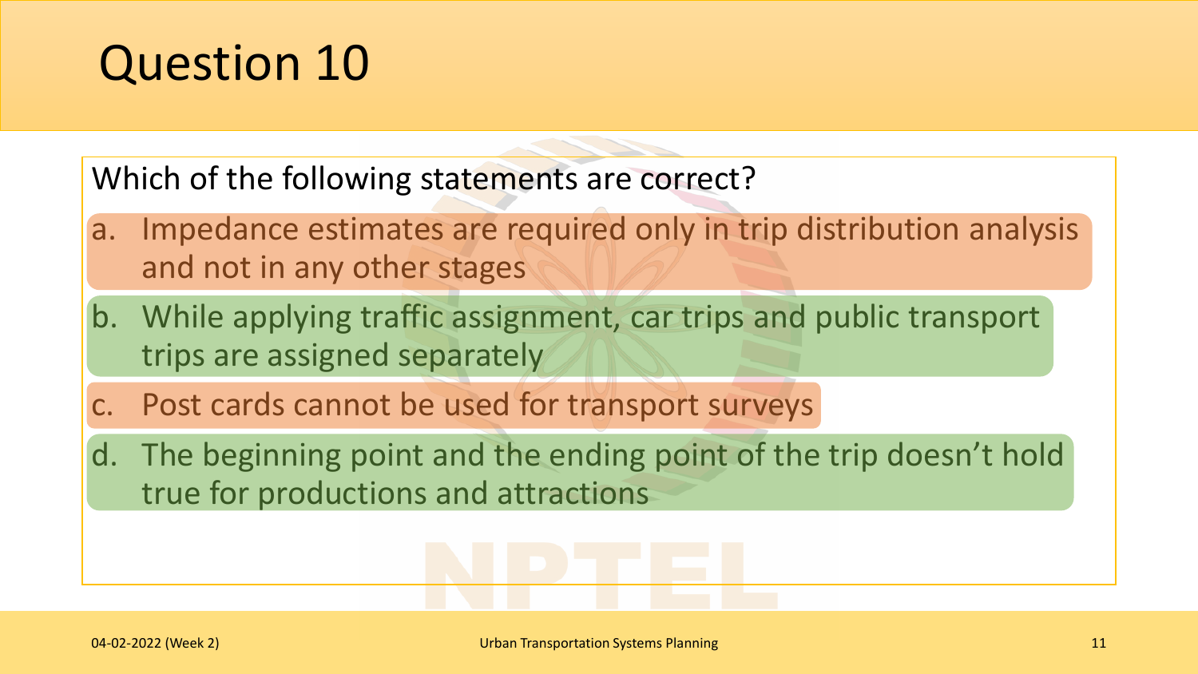# Question 10

Which of the following statements are correct?

a. Impedance estimates are required only in trip distribution analysis and not in any other stages

b. While applying traffic assignment, car trips and public transport trips are assigned separately

c. Post cards cannot be used for transport surveys

d. The beginning point and the ending point of the trip doesn't hold true for productions and attractions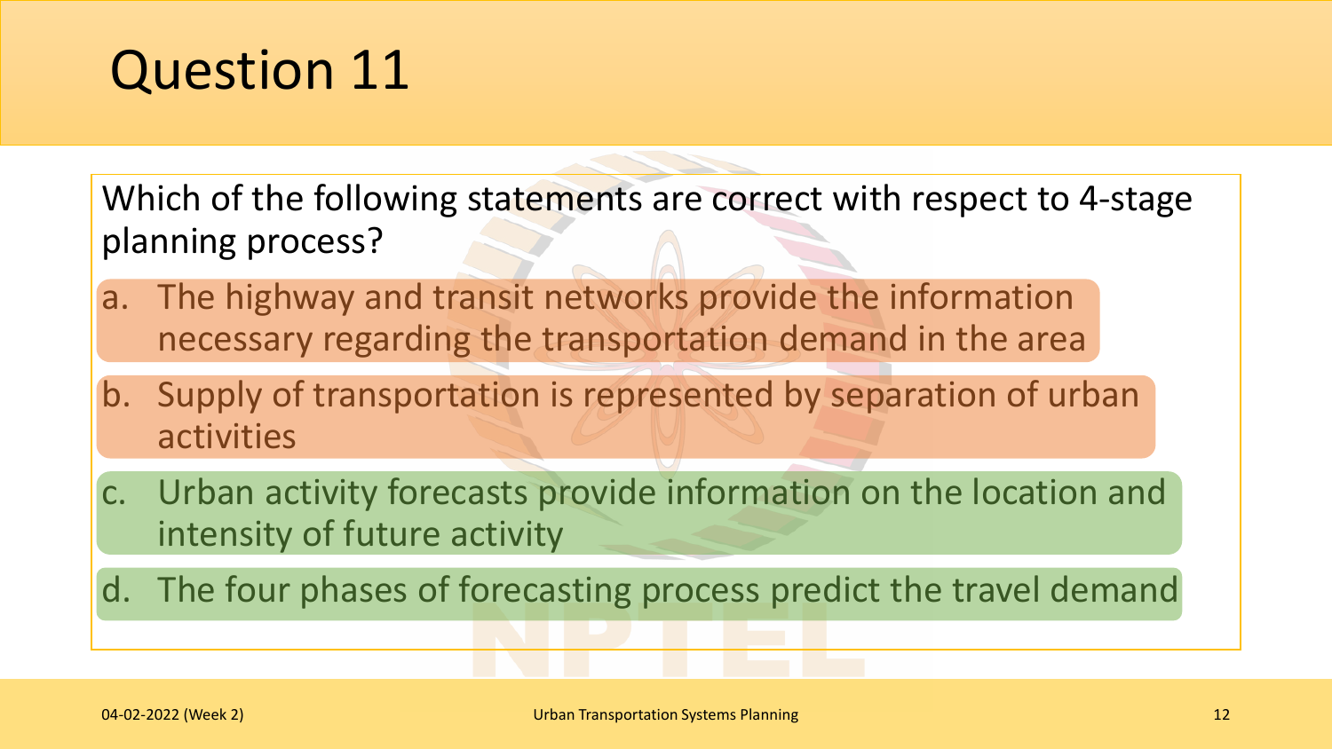# Question 11

Which of the following statements are correct with respect to 4-stage planning process?

a. The highway and transit networks provide the information necessary regarding the transportation demand in the area

b. Supply of transportation is represented by separation of urban activities

c. Urban activity forecasts provide information on the location and intensity of future activity

d. The four phases of forecasting process predict the travel demand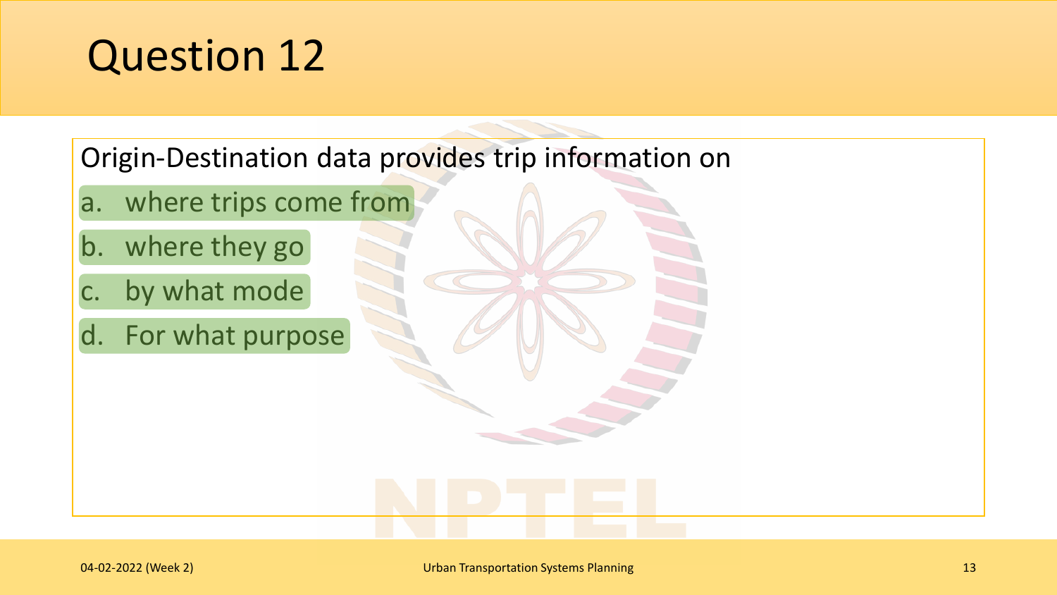# Question 12

Origin-Destination data provides trip information on

a. where trips come from
b. where they go
c. by what mode
d. For what purpose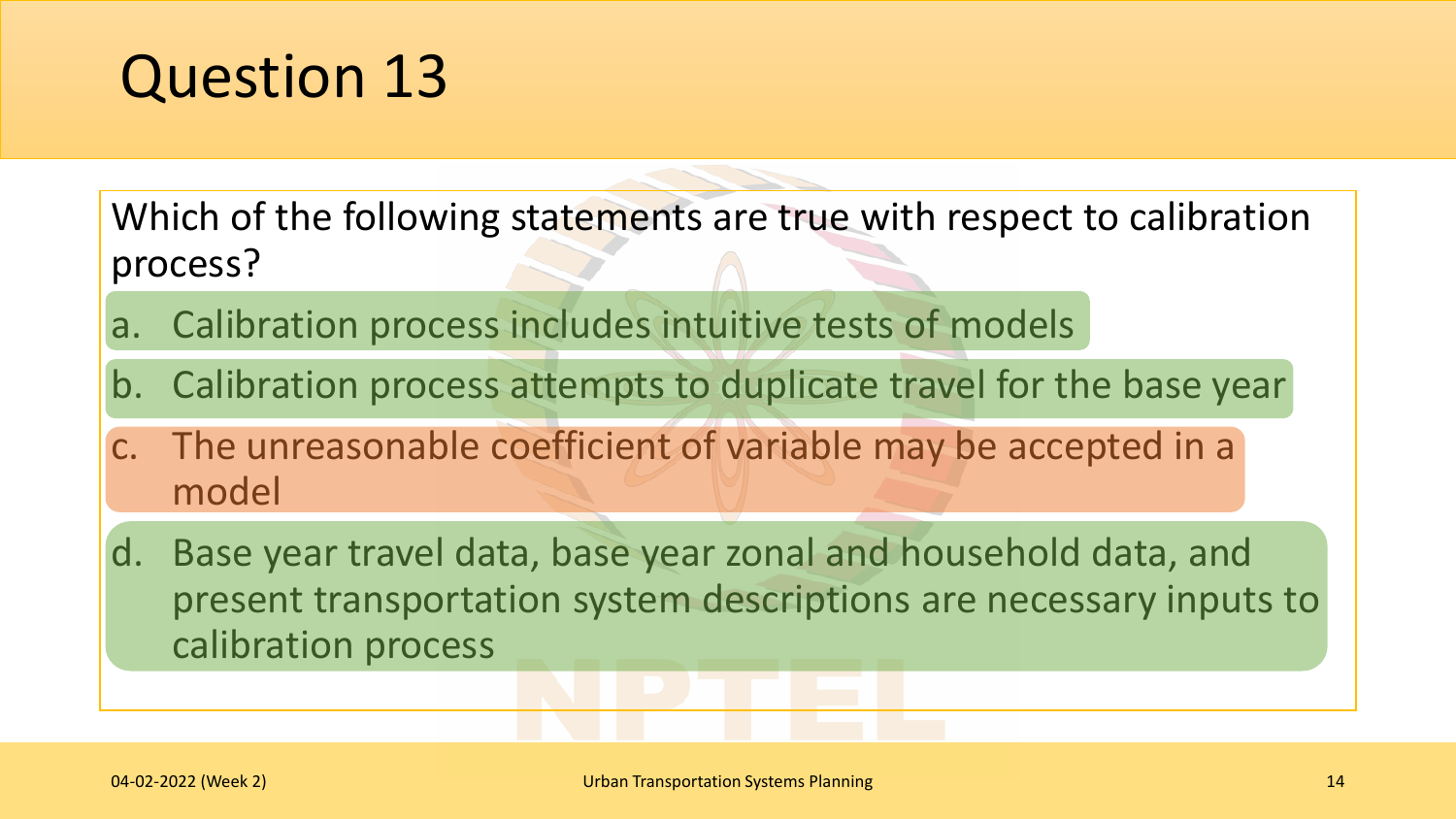# Question 13

Which of the following statements are true with respect to calibration process?

a. Calibration process includes intuitive tests of models

b. Calibration process attempts to duplicate travel for the base year

c. The unreasonable coefficient of variable may be accepted in a model

d. Base year travel data, base year zonal and household data, and present transportation system descriptions are necessary inputs to calibration process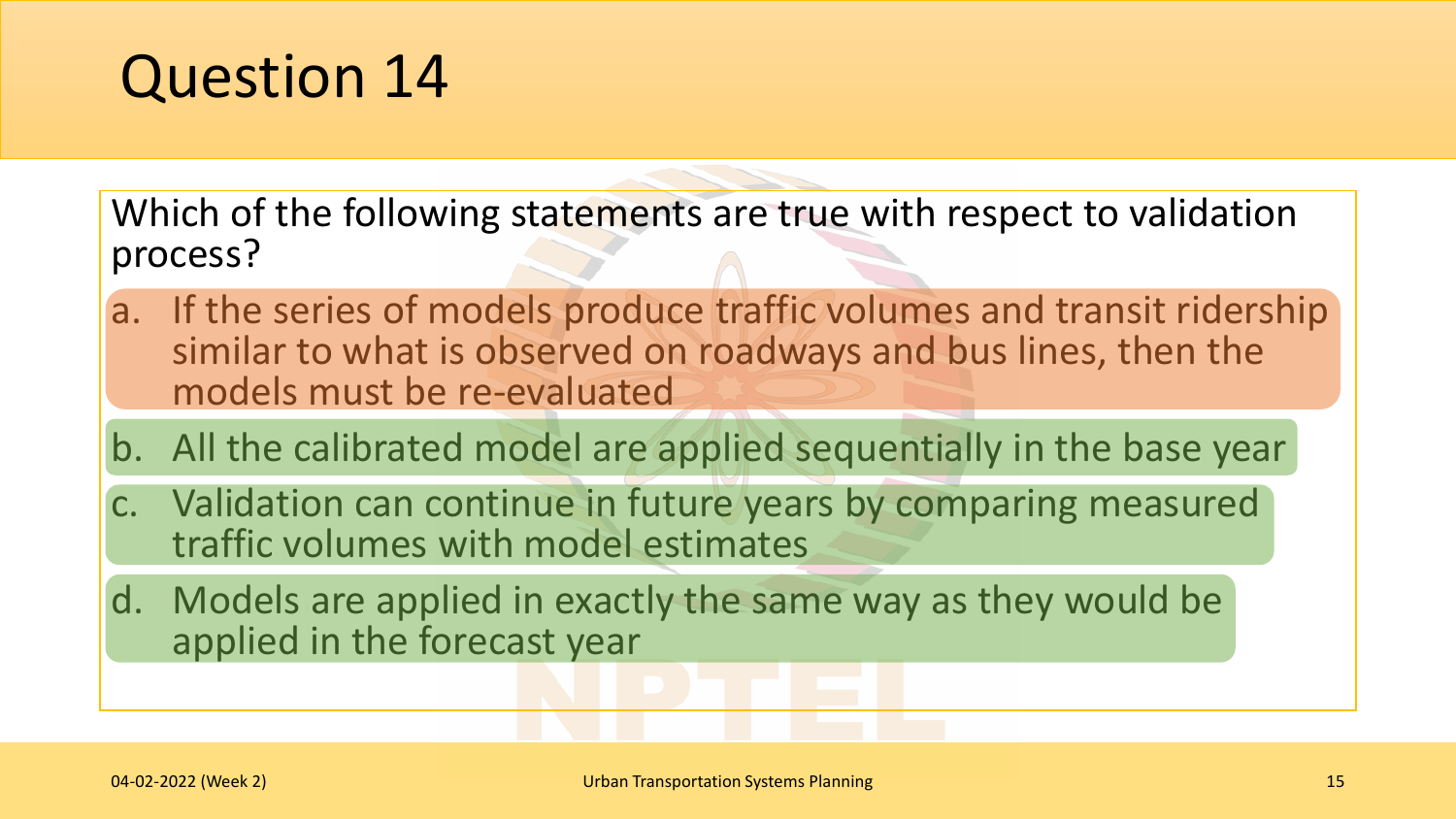# Question 14

Which of the following statements are true with respect to validation process?

a. If the series of models produce traffic volumes and transit ridership similar to what is observed on roadways and bus lines, then the models must be re-evaluated

b. All the calibrated model are applied sequentially in the base year

c. Validation can continue in future years by comparing measured traffic volumes with model estimates

d. Models are applied in exactly the same way as they would be applied in the forecast year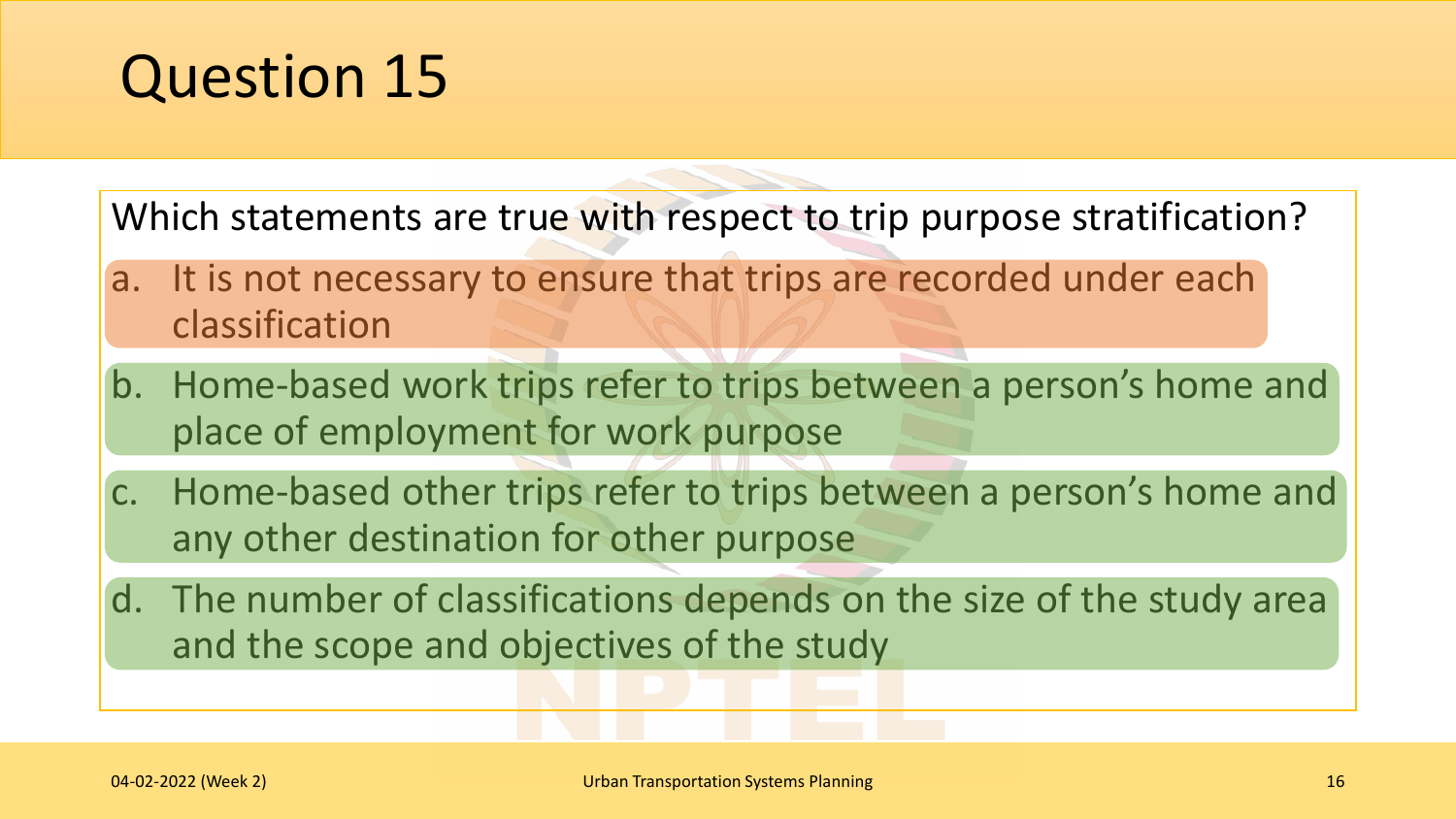# Question 15

Which statements are true with respect to trip purpose stratification?

a. It is not necessary to ensure that trips are recorded under each classification

b. Home-based work trips refer to trips between a person's home and place of employment for work purpose

c. Home-based other trips refer to trips between a person's home and any other destination for other purpose

d. The number of classifications depends on the size of the study area and the scope and objectives of the study